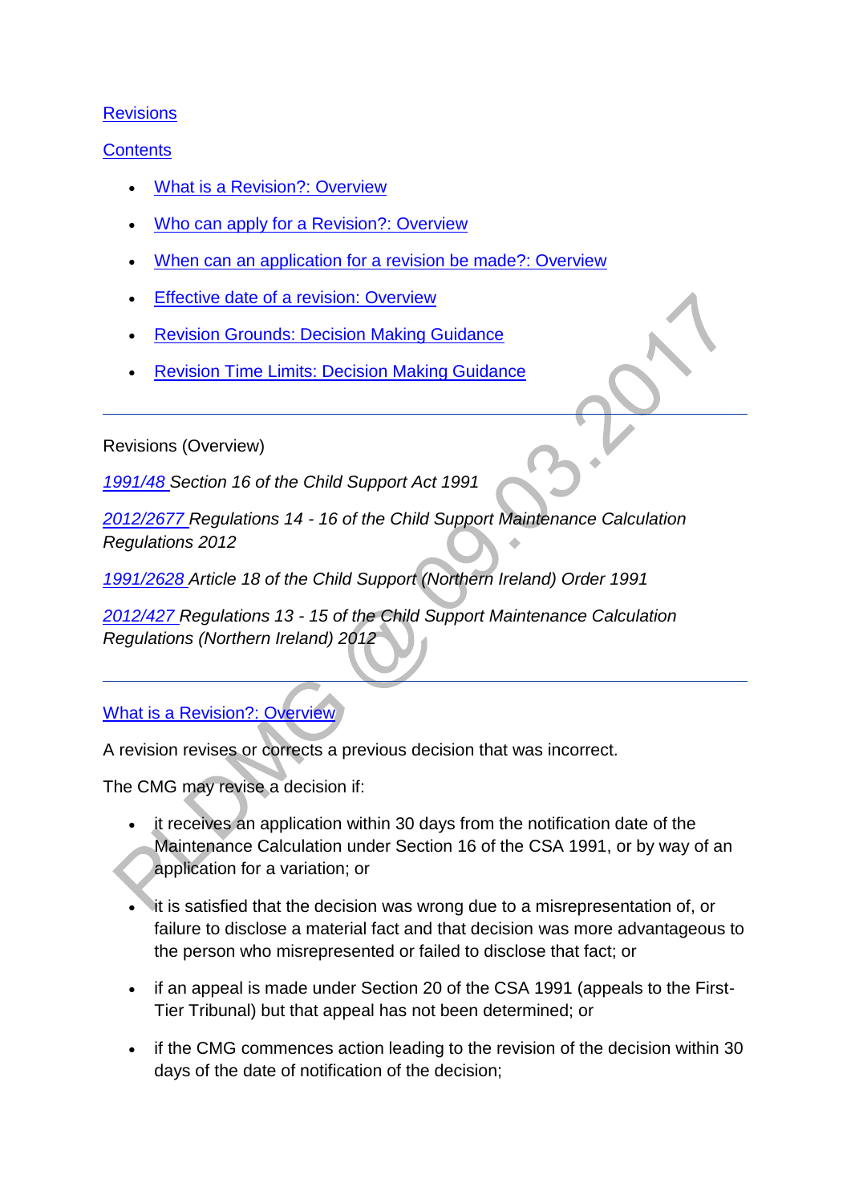[Revisions](#)

[Contents](#)

- [What is a Revision?: Overview](#)
- [Who can apply for a Revision?: Overview](#)
- [When can an application for a revision be made?: Overview](#)
- [Effective date of a revision: Overview](#)
- [Revision Grounds: Decision Making Guidance](#)
- [Revision Time Limits: Decision Making Guidance](#)

---

Revisions (Overview)

*[1991/48](#) Section 16 of the Child Support Act 1991*

*[2012/2677](#) Regulations 14 - 16 of the Child Support Maintenance Calculation Regulations 2012*

*[1991/2628](#) Article 18 of the Child Support (Northern Ireland) Order 1991*

*[2012/427](#) Regulations 13 - 15 of the Child Support Maintenance Calculation Regulations (Northern Ireland) 2012*

---

[What is a Revision?: Overview](#)

A revision revises or corrects a previous decision that was incorrect.

The CMG may revise a decision if:

- it receives an application within 30 days from the notification date of the Maintenance Calculation under Section 16 of the CSA 1991, or by way of an application for a variation; or
- it is satisfied that the decision was wrong due to a misrepresentation of, or failure to disclose a material fact and that decision was more advantageous to the person who misrepresented or failed to disclose that fact; or
- if an appeal is made under Section 20 of the CSA 1991 (appeals to the First-Tier Tribunal) but that appeal has not been determined; or
- if the CMG commences action leading to the revision of the decision within 30 days of the date of notification of the decision;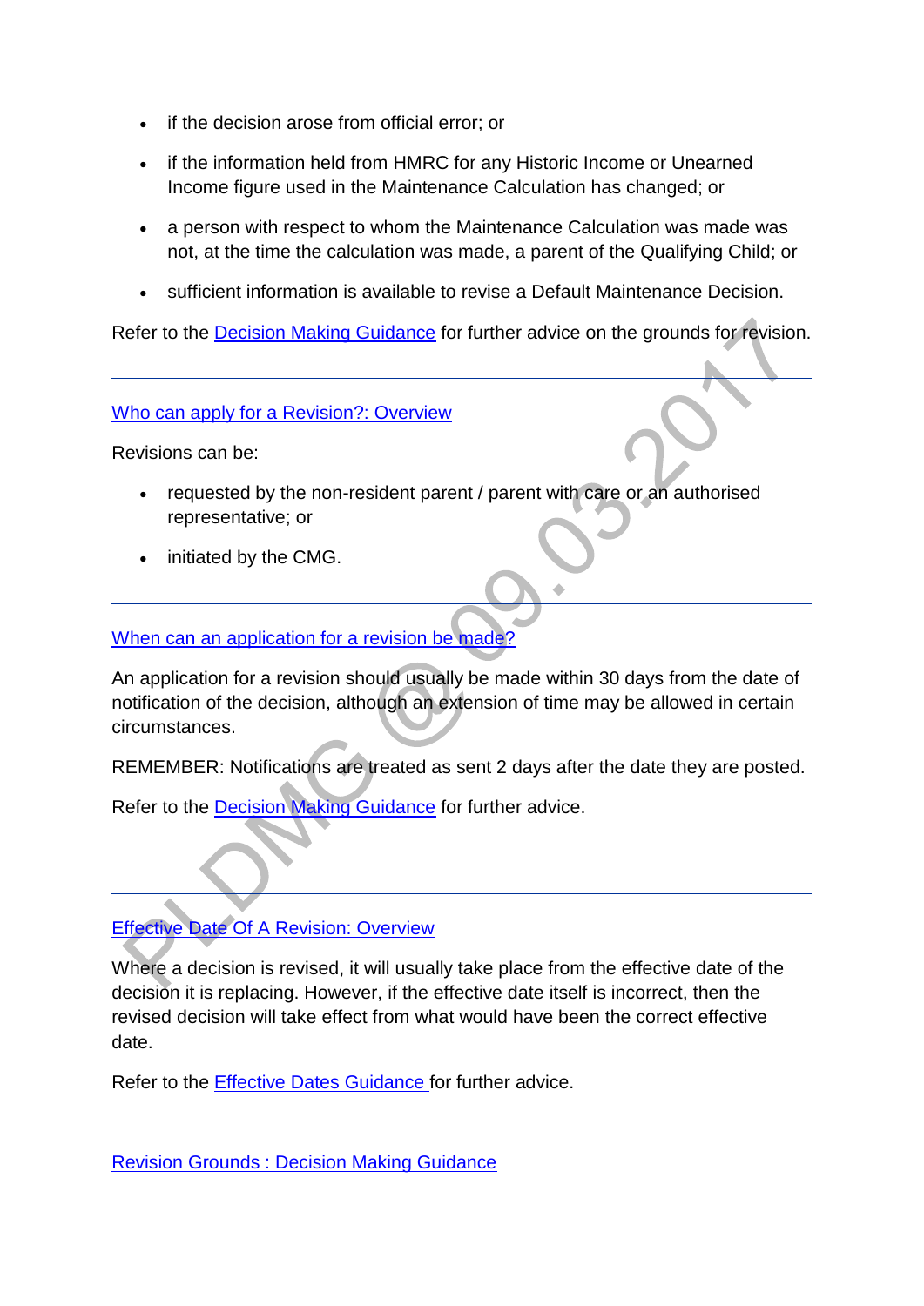- if the decision arose from official error; or
- if the information held from HMRC for any Historic Income or Unearned Income figure used in the Maintenance Calculation has changed; or
- a person with respect to whom the Maintenance Calculation was made was not, at the time the calculation was made, a parent of the Qualifying Child; or
- sufficient information is available to revise a Default Maintenance Decision.

Refer to the Decision Making Guidance for further advice on the grounds for revision.

---

## Who can apply for a Revision?: Overview

Revisions can be:

- requested by the non-resident parent / parent with care or an authorised representative; or
- initiated by the CMG.

---

## When can an application for a revision be made?

An application for a revision should usually be made within 30 days from the date of notification of the decision, although an extension of time may be allowed in certain circumstances.

REMEMBER: Notifications are treated as sent 2 days after the date they are posted.

Refer to the Decision Making Guidance for further advice.

---

## Effective Date Of A Revision: Overview

Where a decision is revised, it will usually take place from the effective date of the decision it is replacing. However, if the effective date itself is incorrect, then the revised decision will take effect from what would have been the correct effective date.

Refer to the Effective Dates Guidance for further advice.

---

## Revision Grounds : Decision Making Guidance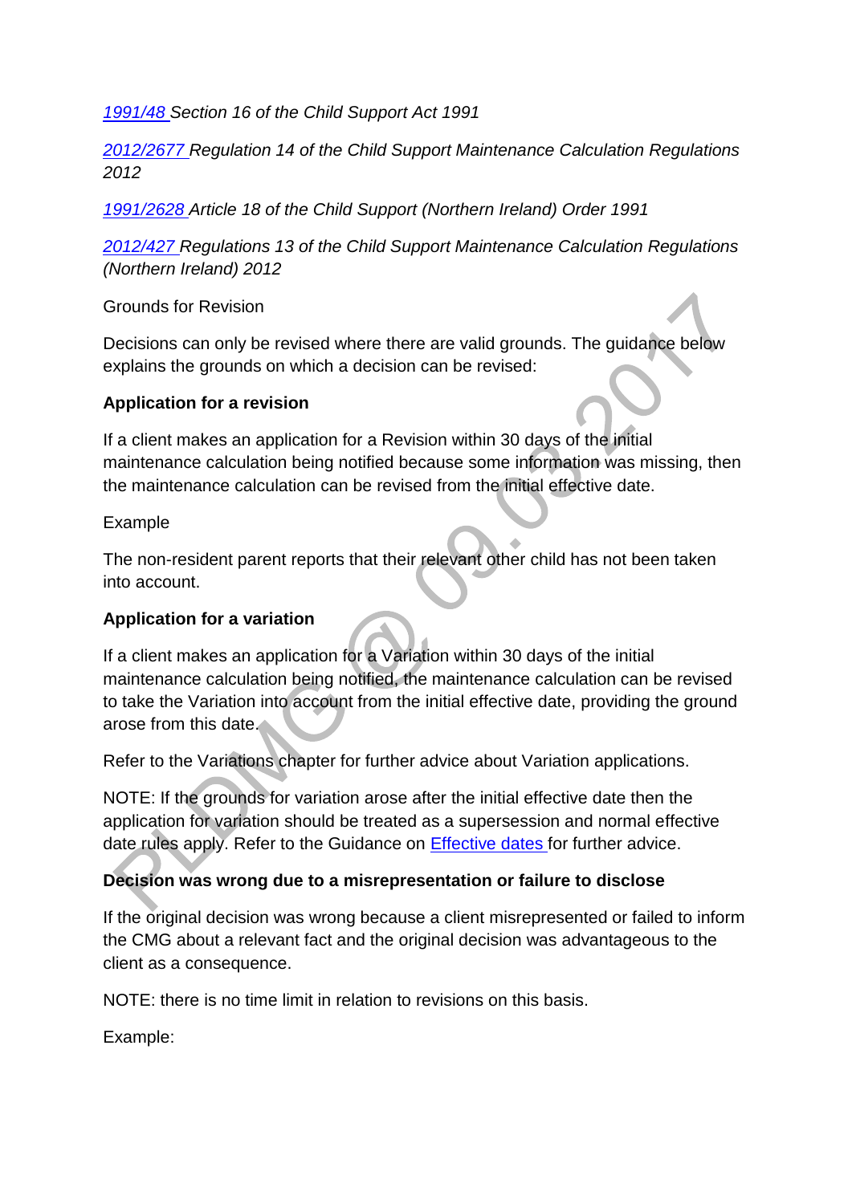*[1991/48](#) Section 16 of the Child Support Act 1991*

*[2012/2677](#) Regulation 14 of the Child Support Maintenance Calculation Regulations 2012*

*[1991/2628](#) Article 18 of the Child Support (Northern Ireland) Order 1991*

*[2012/427](#) Regulations 13 of the Child Support Maintenance Calculation Regulations (Northern Ireland) 2012*

Grounds for Revision

Decisions can only be revised where there are valid grounds. The guidance below explains the grounds on which a decision can be revised:

**Application for a revision**

If a client makes an application for a Revision within 30 days of the initial maintenance calculation being notified because some information was missing, then the maintenance calculation can be revised from the initial effective date.

Example

The non-resident parent reports that their relevant other child has not been taken into account.

**Application for a variation**

If a client makes an application for a Variation within 30 days of the initial maintenance calculation being notified, the maintenance calculation can be revised to take the Variation into account from the initial effective date, providing the ground arose from this date.

Refer to the Variations chapter for further advice about Variation applications.

NOTE: If the grounds for variation arose after the initial effective date then the application for variation should be treated as a supersession and normal effective date rules apply. Refer to the Guidance on [Effective dates](#) for further advice.

**Decision was wrong due to a misrepresentation or failure to disclose**

If the original decision was wrong because a client misrepresented or failed to inform the CMG about a relevant fact and the original decision was advantageous to the client as a consequence.

NOTE: there is no time limit in relation to revisions on this basis.

Example: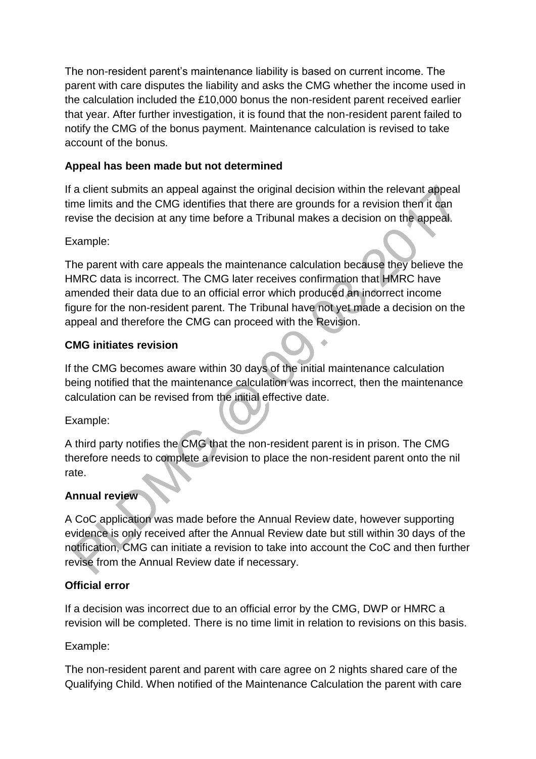The non-resident parent's maintenance liability is based on current income. The parent with care disputes the liability and asks the CMG whether the income used in the calculation included the £10,000 bonus the non-resident parent received earlier that year. After further investigation, it is found that the non-resident parent failed to notify the CMG of the bonus payment. Maintenance calculation is revised to take account of the bonus.

**Appeal has been made but not determined**

If a client submits an appeal against the original decision within the relevant appeal time limits and the CMG identifies that there are grounds for a revision then it can revise the decision at any time before a Tribunal makes a decision on the appeal.

Example:

The parent with care appeals the maintenance calculation because they believe the HMRC data is incorrect. The CMG later receives confirmation that HMRC have amended their data due to an official error which produced an incorrect income figure for the non-resident parent. The Tribunal have not yet made a decision on the appeal and therefore the CMG can proceed with the Revision.

**CMG initiates revision**

If the CMG becomes aware within 30 days of the initial maintenance calculation being notified that the maintenance calculation was incorrect, then the maintenance calculation can be revised from the initial effective date.

Example:

A third party notifies the CMG that the non-resident parent is in prison. The CMG therefore needs to complete a revision to place the non-resident parent onto the nil rate.

**Annual review**

A CoC application was made before the Annual Review date, however supporting evidence is only received after the Annual Review date but still within 30 days of the notification, CMG can initiate a revision to take into account the CoC and then further revise from the Annual Review date if necessary.

**Official error**

If a decision was incorrect due to an official error by the CMG, DWP or HMRC a revision will be completed. There is no time limit in relation to revisions on this basis.

Example:

The non-resident parent and parent with care agree on 2 nights shared care of the Qualifying Child. When notified of the Maintenance Calculation the parent with care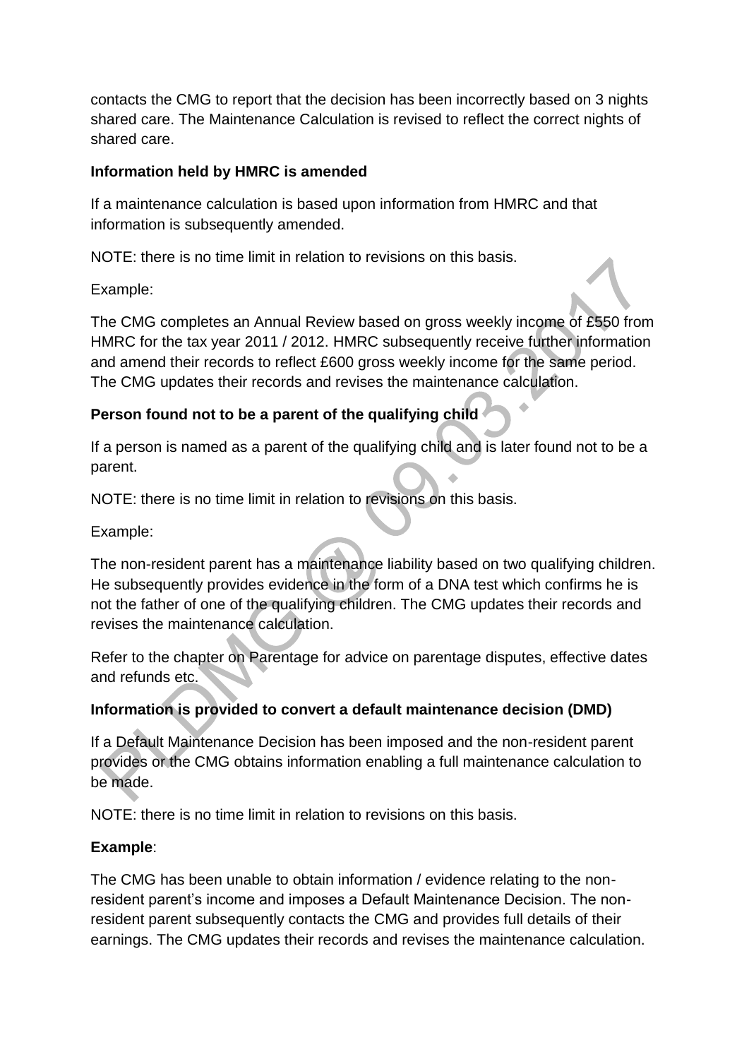contacts the CMG to report that the decision has been incorrectly based on 3 nights shared care. The Maintenance Calculation is revised to reflect the correct nights of shared care.

**Information held by HMRC is amended**

If a maintenance calculation is based upon information from HMRC and that information is subsequently amended.

NOTE: there is no time limit in relation to revisions on this basis.

Example:

The CMG completes an Annual Review based on gross weekly income of £550 from HMRC for the tax year 2011 / 2012. HMRC subsequently receive further information and amend their records to reflect £600 gross weekly income for the same period. The CMG updates their records and revises the maintenance calculation.

**Person found not to be a parent of the qualifying child**

If a person is named as a parent of the qualifying child and is later found not to be a parent.

NOTE: there is no time limit in relation to revisions on this basis.

Example:

The non-resident parent has a maintenance liability based on two qualifying children. He subsequently provides evidence in the form of a DNA test which confirms he is not the father of one of the qualifying children. The CMG updates their records and revises the maintenance calculation.

Refer to the chapter on Parentage for advice on parentage disputes, effective dates and refunds etc.

**Information is provided to convert a default maintenance decision (DMD)**

If a Default Maintenance Decision has been imposed and the non-resident parent provides or the CMG obtains information enabling a full maintenance calculation to be made.

NOTE: there is no time limit in relation to revisions on this basis.

**Example**:

The CMG has been unable to obtain information / evidence relating to the non-resident parent's income and imposes a Default Maintenance Decision. The non-resident parent subsequently contacts the CMG and provides full details of their earnings. The CMG updates their records and revises the maintenance calculation.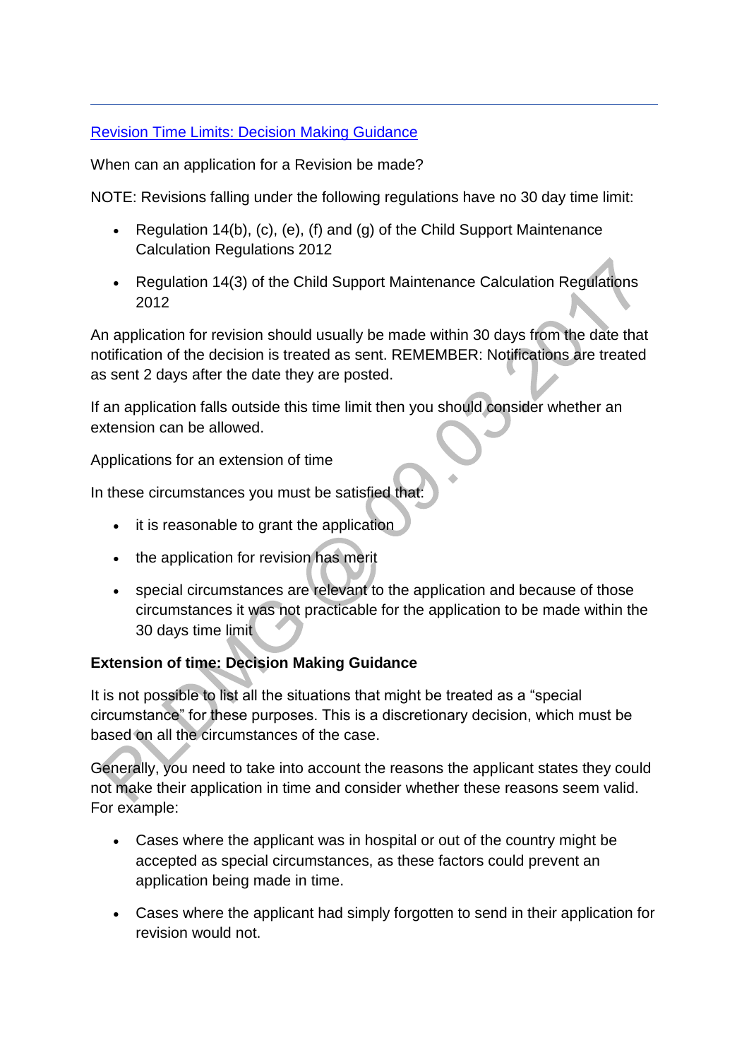[Revision Time Limits: Decision Making Guidance]()

When can an application for a Revision be made?

NOTE: Revisions falling under the following regulations have no 30 day time limit:

- Regulation 14(b), (c), (e), (f) and (g) of the Child Support Maintenance Calculation Regulations 2012
- Regulation 14(3) of the Child Support Maintenance Calculation Regulations 2012

An application for revision should usually be made within 30 days from the date that notification of the decision is treated as sent. REMEMBER: Notifications are treated as sent 2 days after the date they are posted.

If an application falls outside this time limit then you should consider whether an extension can be allowed.

Applications for an extension of time

In these circumstances you must be satisfied that:

- it is reasonable to grant the application
- the application for revision has merit
- special circumstances are relevant to the application and because of those circumstances it was not practicable for the application to be made within the 30 days time limit

**Extension of time: Decision Making Guidance**

It is not possible to list all the situations that might be treated as a “special circumstance” for these purposes. This is a discretionary decision, which must be based on all the circumstances of the case.

Generally, you need to take into account the reasons the applicant states they could not make their application in time and consider whether these reasons seem valid. For example:

- Cases where the applicant was in hospital or out of the country might be accepted as special circumstances, as these factors could prevent an application being made in time.
- Cases where the applicant had simply forgotten to send in their application for revision would not.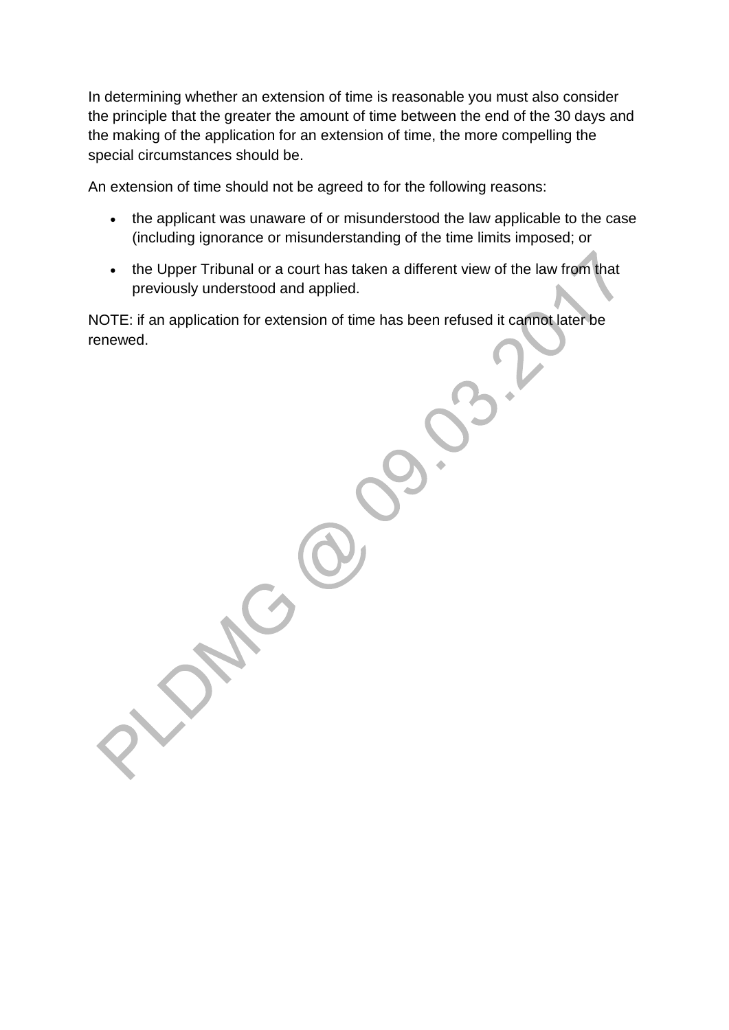In determining whether an extension of time is reasonable you must also consider the principle that the greater the amount of time between the end of the 30 days and the making of the application for an extension of time, the more compelling the special circumstances should be.

An extension of time should not be agreed to for the following reasons:

- the applicant was unaware of or misunderstood the law applicable to the case (including ignorance or misunderstanding of the time limits imposed; or
- the Upper Tribunal or a court has taken a different view of the law from that previously understood and applied.

NOTE: if an application for extension of time has been refused it cannot later be renewed.